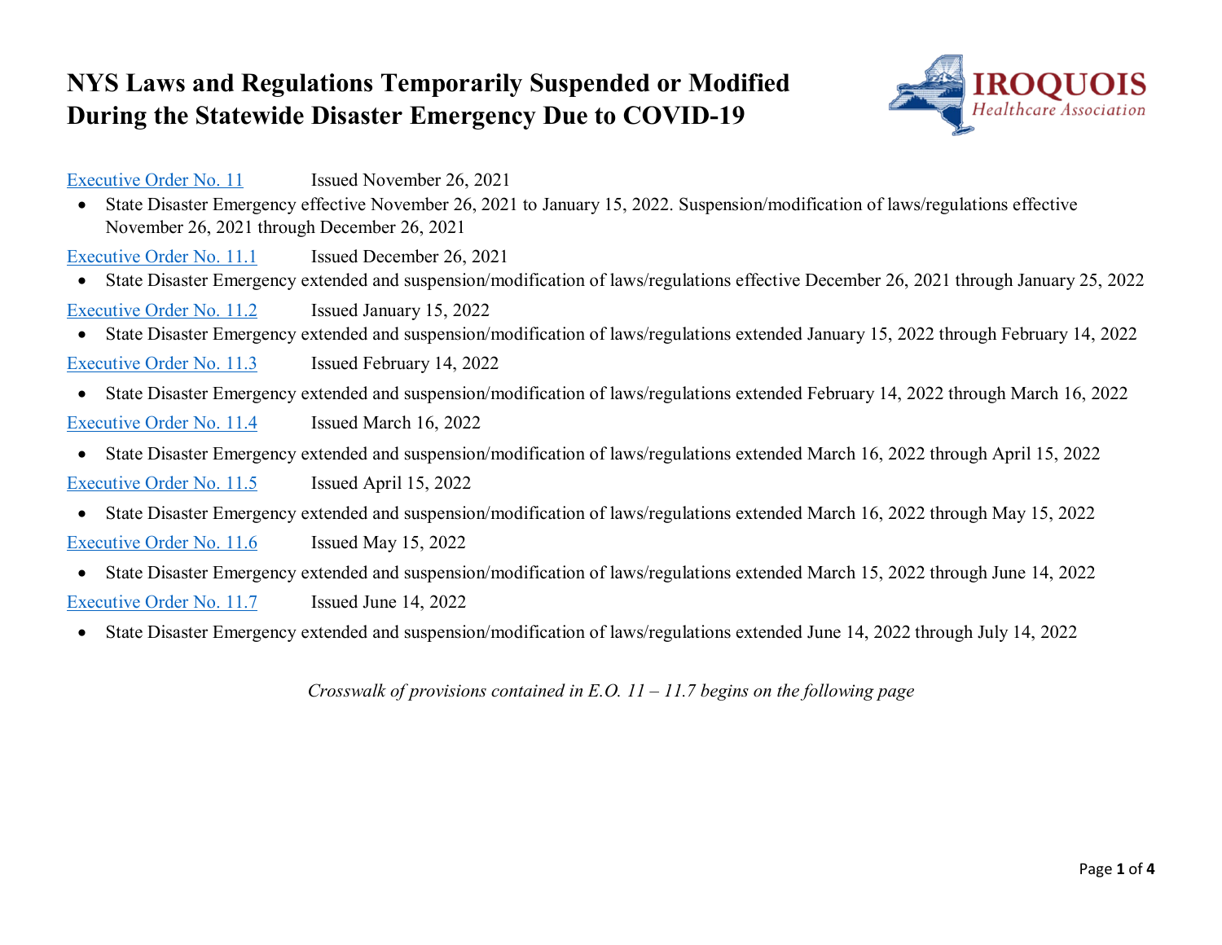# NYS Laws and Regulations Temporarily Suspended or Modified During the Statewide Disaster Emergency Due to COVID-19

[Executive Order No. 11] Issued November 26, 2021

- State Disaster Emergency effective November 26, 2021 to January 15, 2022. Suspension/modification of laws/regulations effective November 26, 2021 through December 26, 2021

[Executive Order No. 11.1] Issued December 26, 2021

- State Disaster Emergency extended and suspension/modification of laws/regulations effective December 26, 2021 through January 25, 2022

[Executive Order No. 11.2] Issued January 15, 2022

- State Disaster Emergency extended and suspension/modification of laws/regulations extended January 15, 2022 through February 14, 2022

[Executive Order No. 11.3] Issued February 14, 2022

- State Disaster Emergency extended and suspension/modification of laws/regulations extended February 14, 2022 through March 16, 2022

[Executive Order No. 11.4] Issued March 16, 2022

- State Disaster Emergency extended and suspension/modification of laws/regulations extended March 16, 2022 through April 15, 2022

[Executive Order No. 11.5] Issued April 15, 2022

- State Disaster Emergency extended and suspension/modification of laws/regulations extended March 16, 2022 through May 15, 2022

[Executive Order No. 11.6] Issued May 15, 2022

- State Disaster Emergency extended and suspension/modification of laws/regulations extended March 15, 2022 through June 14, 2022

[Executive Order No. 11.7] Issued June 14, 2022

- State Disaster Emergency extended and suspension/modification of laws/regulations extended June 14, 2022 through July 14, 2022

*Crosswalk of provisions contained in E.O. 11 – 11.7 begins on the following page*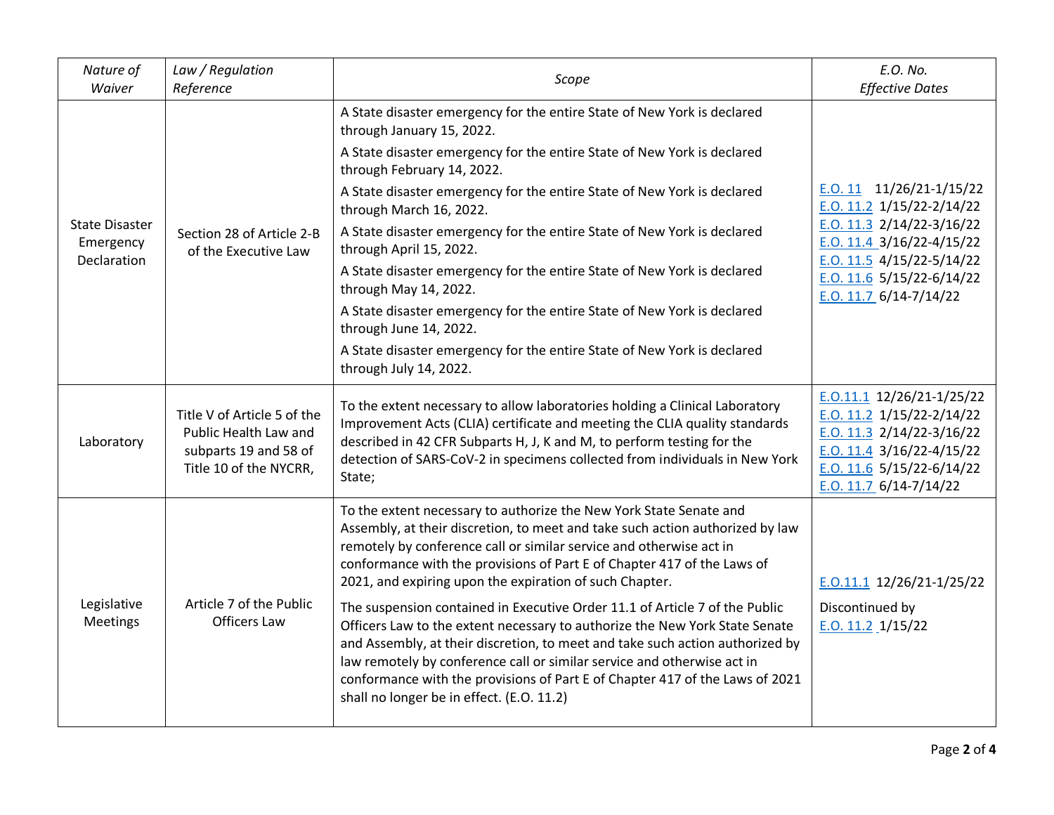| *Nature of Waiver* | *Law / Regulation Reference* | *Scope* | *E.O. No. Effective Dates* |
|---|---|---|---|
| State Disaster Emergency Declaration | Section 28 of Article 2-B of the Executive Law | A State disaster emergency for the entire State of New York is declared through January 15, 2022.<br>A State disaster emergency for the entire State of New York is declared through February 14, 2022.<br>A State disaster emergency for the entire State of New York is declared through March 16, 2022.<br>A State disaster emergency for the entire State of New York is declared through April 15, 2022.<br>A State disaster emergency for the entire State of New York is declared through May 14, 2022.<br>A State disaster emergency for the entire State of New York is declared through June 14, 2022.<br>A State disaster emergency for the entire State of New York is declared through July 14, 2022. | E.O. 11 11/26/21-1/15/22<br>E.O. 11.2 1/15/22-2/14/22<br>E.O. 11.3 2/14/22-3/16/22<br>E.O. 11.4 3/16/22-4/15/22<br>E.O. 11.5 4/15/22-5/14/22<br>E.O. 11.6 5/15/22-6/14/22<br>E.O. 11.7 6/14-7/14/22 |
| Laboratory | Title V of Article 5 of the Public Health Law and subparts 19 and 58 of Title 10 of the NYCRR, | To the extent necessary to allow laboratories holding a Clinical Laboratory Improvement Acts (CLIA) certificate and meeting the CLIA quality standards described in 42 CFR Subparts H, J, K and M, to perform testing for the detection of SARS-CoV-2 in specimens collected from individuals in New York State; | E.O.11.1 12/26/21-1/25/22<br>E.O. 11.2 1/15/22-2/14/22<br>E.O. 11.3 2/14/22-3/16/22<br>E.O. 11.4 3/16/22-4/15/22<br>E.O. 11.6 5/15/22-6/14/22<br>E.O. 11.7 6/14-7/14/22 |
| Legislative Meetings | Article 7 of the Public Officers Law | To the extent necessary to authorize the New York State Senate and Assembly, at their discretion, to meet and take such action authorized by law remotely by conference call or similar service and otherwise act in conformance with the provisions of Part E of Chapter 417 of the Laws of 2021, and expiring upon the expiration of such Chapter.<br>The suspension contained in Executive Order 11.1 of Article 7 of the Public Officers Law to the extent necessary to authorize the New York State Senate and Assembly, at their discretion, to meet and take such action authorized by law remotely by conference call or similar service and otherwise act in conformance with the provisions of Part E of Chapter 417 of the Laws of 2021 shall no longer be in effect. (E.O. 11.2) | E.O.11.1 12/26/21-1/25/22<br>Discontinued by E.O. 11.2 1/15/22 |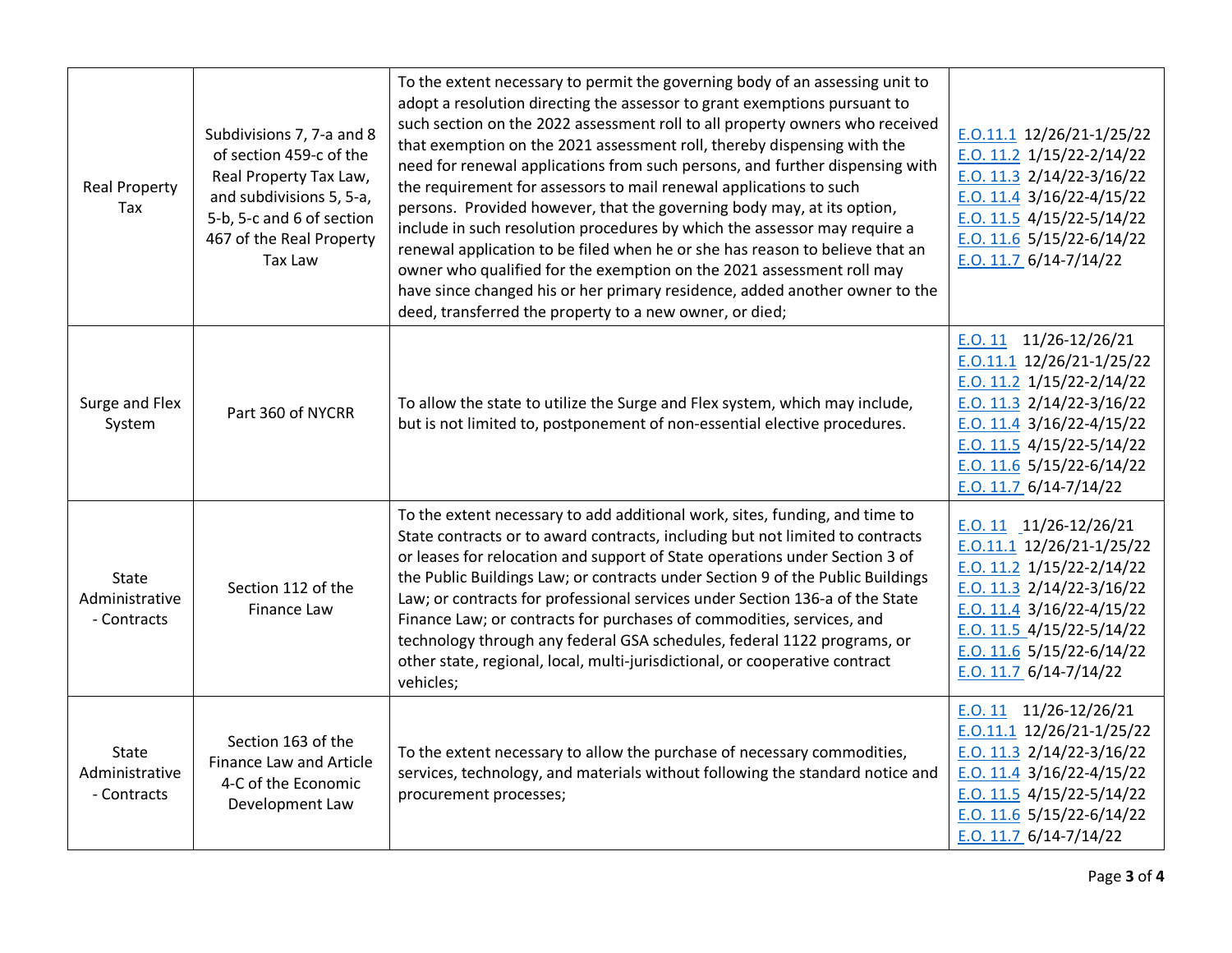| | | | |
|---|---|---|---|
| Real Property Tax | Subdivisions 7, 7-a and 8 of section 459-c of the Real Property Tax Law, and subdivisions 5, 5-a, 5-b, 5-c and 6 of section 467 of the Real Property Tax Law | To the extent necessary to permit the governing body of an assessing unit to adopt a resolution directing the assessor to grant exemptions pursuant to such section on the 2022 assessment roll to all property owners who received that exemption on the 2021 assessment roll, thereby dispensing with the need for renewal applications from such persons, and further dispensing with the requirement for assessors to mail renewal applications to such persons. Provided however, that the governing body may, at its option, include in such resolution procedures by which the assessor may require a renewal application to be filed when he or she has reason to believe that an owner who qualified for the exemption on the 2021 assessment roll may have since changed his or her primary residence, added another owner to the deed, transferred the property to a new owner, or died; | E.O.11.1 12/26/21-1/25/22<br>E.O. 11.2 1/15/22-2/14/22<br>E.O. 11.3 2/14/22-3/16/22<br>E.O. 11.4 3/16/22-4/15/22<br>E.O. 11.5 4/15/22-5/14/22<br>E.O. 11.6 5/15/22-6/14/22<br>E.O. 11.7 6/14-7/14/22 |
| Surge and Flex System | Part 360 of NYCRR | To allow the state to utilize the Surge and Flex system, which may include, but is not limited to, postponement of non-essential elective procedures. | E.O. 11 11/26-12/26/21<br>E.O.11.1 12/26/21-1/25/22<br>E.O. 11.2 1/15/22-2/14/22<br>E.O. 11.3 2/14/22-3/16/22<br>E.O. 11.4 3/16/22-4/15/22<br>E.O. 11.5 4/15/22-5/14/22<br>E.O. 11.6 5/15/22-6/14/22<br>E.O. 11.7 6/14-7/14/22 |
| State Administrative - Contracts | Section 112 of the Finance Law | To the extent necessary to add additional work, sites, funding, and time to State contracts or to award contracts, including but not limited to contracts or leases for relocation and support of State operations under Section 3 of the Public Buildings Law; or contracts under Section 9 of the Public Buildings Law; or contracts for professional services under Section 136-a of the State Finance Law; or contracts for purchases of commodities, services, and technology through any federal GSA schedules, federal 1122 programs, or other state, regional, local, multi-jurisdictional, or cooperative contract vehicles; | E.O. 11 11/26-12/26/21<br>E.O.11.1 12/26/21-1/25/22<br>E.O. 11.2 1/15/22-2/14/22<br>E.O. 11.3 2/14/22-3/16/22<br>E.O. 11.4 3/16/22-4/15/22<br>E.O. 11.5 4/15/22-5/14/22<br>E.O. 11.6 5/15/22-6/14/22<br>E.O. 11.7 6/14-7/14/22 |
| State Administrative - Contracts | Section 163 of the Finance Law and Article 4-C of the Economic Development Law | To the extent necessary to allow the purchase of necessary commodities, services, technology, and materials without following the standard notice and procurement processes; | E.O. 11 11/26-12/26/21<br>E.O.11.1 12/26/21-1/25/22<br>E.O. 11.3 2/14/22-3/16/22<br>E.O. 11.4 3/16/22-4/15/22<br>E.O. 11.5 4/15/22-5/14/22<br>E.O. 11.6 5/15/22-6/14/22<br>E.O. 11.7 6/14-7/14/22 |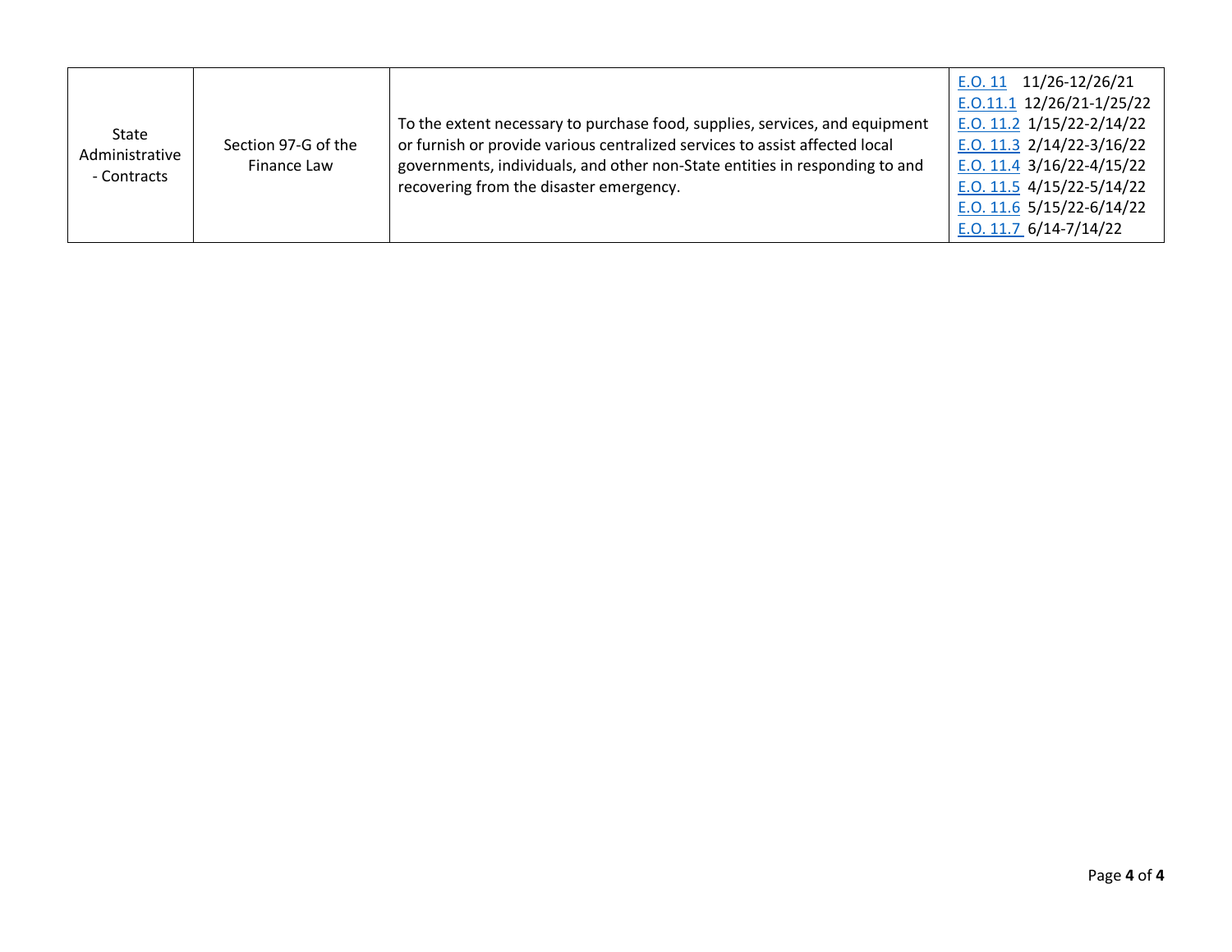| | | | |
|---|---|---|---|
| State Administrative - Contracts | Section 97-G of the Finance Law | To the extent necessary to purchase food, supplies, services, and equipment or furnish or provide various centralized services to assist affected local governments, individuals, and other non-State entities in responding to and recovering from the disaster emergency. | E.O. 11 11/26-12/26/21<br>E.O.11.1 12/26/21-1/25/22<br>E.O. 11.2 1/15/22-2/14/22<br>E.O. 11.3 2/14/22-3/16/22<br>E.O. 11.4 3/16/22-4/15/22<br>E.O. 11.5 4/15/22-5/14/22<br>E.O. 11.6 5/15/22-6/14/22<br>E.O. 11.7 6/14-7/14/22 |